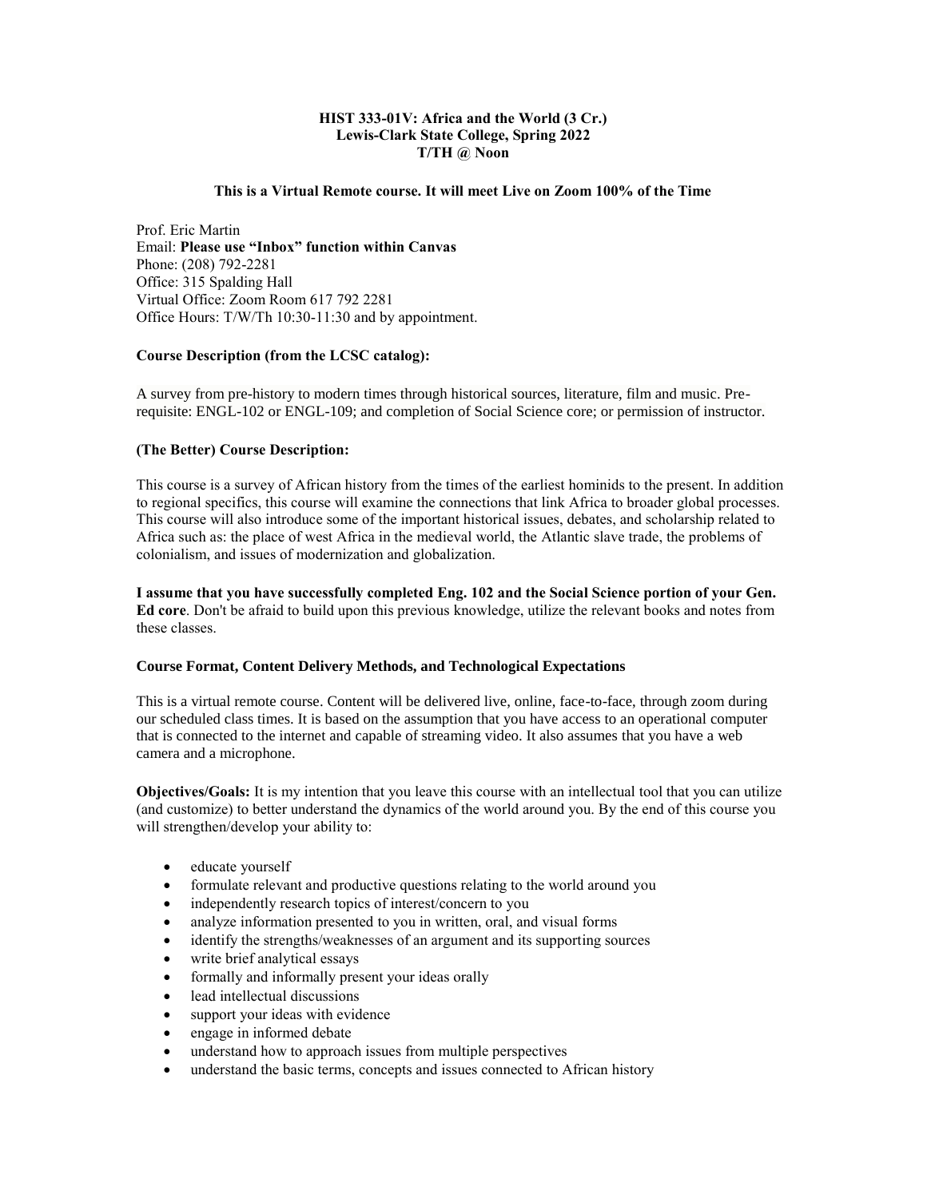**HIST 333-01V: Africa and the World (3 Cr.)**
**Lewis-Clark State College, Spring 2022**
**T/TH @ Noon**

**This is a Virtual Remote course. It will meet Live on Zoom 100% of the Time**

Prof. Eric Martin
Email: **Please use "Inbox" function within Canvas**
Phone: (208) 792-2281
Office: 315 Spalding Hall
Virtual Office: Zoom Room 617 792 2281
Office Hours: T/W/Th 10:30-11:30 and by appointment.

**Course Description (from the LCSC catalog):**

A survey from pre-history to modern times through historical sources, literature, film and music. Pre-requisite: ENGL-102 or ENGL-109; and completion of Social Science core; or permission of instructor.

**(The Better) Course Description:**

This course is a survey of African history from the times of the earliest hominids to the present. In addition to regional specifics, this course will examine the connections that link Africa to broader global processes. This course will also introduce some of the important historical issues, debates, and scholarship related to Africa such as: the place of west Africa in the medieval world, the Atlantic slave trade, the problems of colonialism, and issues of modernization and globalization.

**I assume that you have successfully completed Eng. 102 and the Social Science portion of your Gen. Ed core**. Don't be afraid to build upon this previous knowledge, utilize the relevant books and notes from these classes.

**Course Format, Content Delivery Methods, and Technological Expectations**

This is a virtual remote course. Content will be delivered live, online, face-to-face, through zoom during our scheduled class times. It is based on the assumption that you have access to an operational computer that is connected to the internet and capable of streaming video. It also assumes that you have a web camera and a microphone.

**Objectives/Goals:** It is my intention that you leave this course with an intellectual tool that you can utilize (and customize) to better understand the dynamics of the world around you. By the end of this course you will strengthen/develop your ability to:

- educate yourself
- formulate relevant and productive questions relating to the world around you
- independently research topics of interest/concern to you
- analyze information presented to you in written, oral, and visual forms
- identify the strengths/weaknesses of an argument and its supporting sources
- write brief analytical essays
- formally and informally present your ideas orally
- lead intellectual discussions
- support your ideas with evidence
- engage in informed debate
- understand how to approach issues from multiple perspectives
- understand the basic terms, concepts and issues connected to African history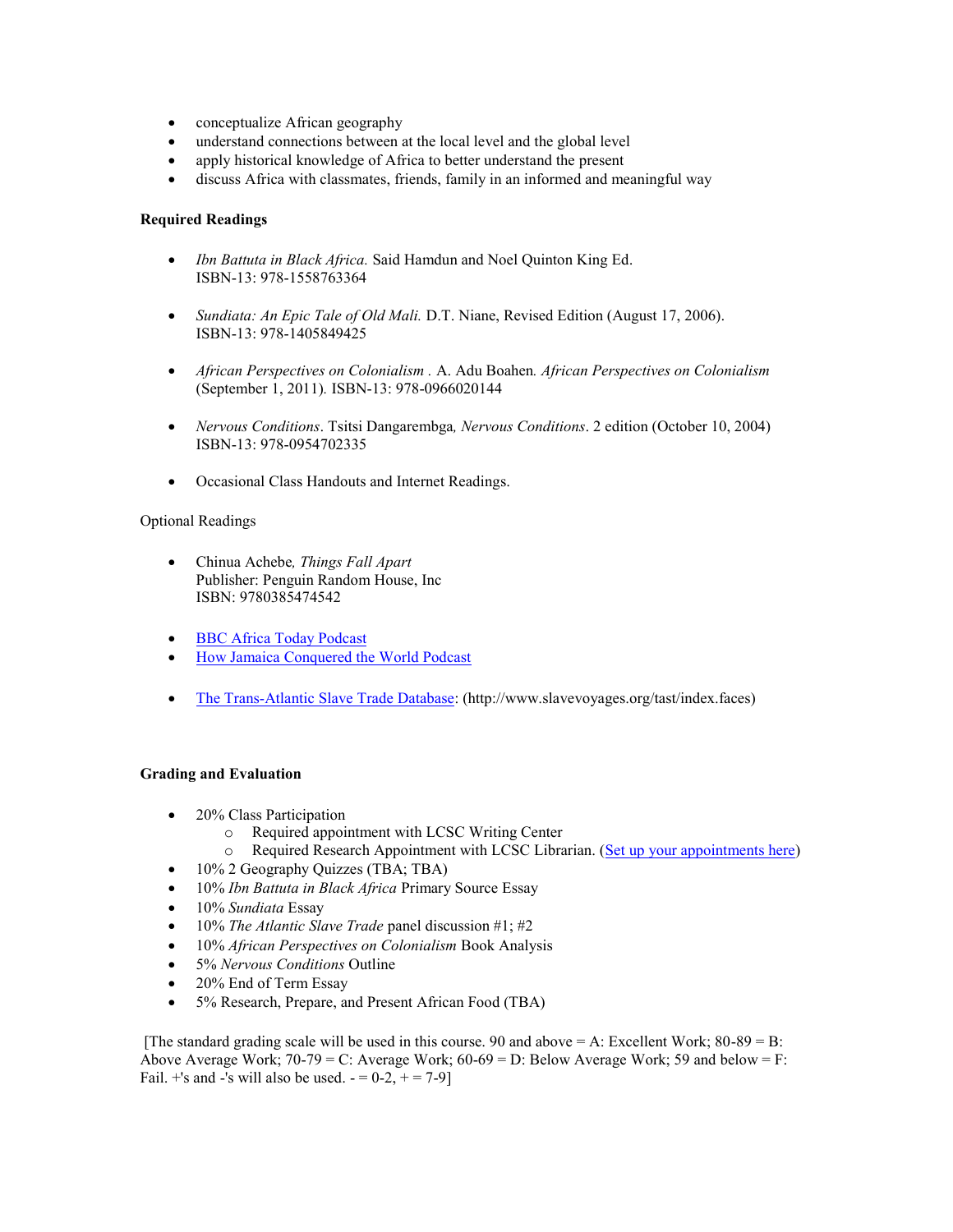- conceptualize African geography
- understand connections between at the local level and the global level
- apply historical knowledge of Africa to better understand the present
- discuss Africa with classmates, friends, family in an informed and meaningful way

**Required Readings**

- *Ibn Battuta in Black Africa.* Said Hamdun and Noel Quinton King Ed.
  ISBN-13: 978-1558763364

- *Sundiata: An Epic Tale of Old Mali.* D.T. Niane, Revised Edition (August 17, 2006).
  ISBN-13: 978-1405849425

- *African Perspectives on Colonialism* . A. Adu Boahen*. African Perspectives on Colonialism* (September 1, 2011). ISBN-13: 978-0966020144

- *Nervous Conditions*. Tsitsi Dangarembga*, Nervous Conditions*. 2 edition (October 10, 2004)
  ISBN-13: 978-0954702335

- Occasional Class Handouts and Internet Readings.

Optional Readings

- Chinua Achebe*, Things Fall Apart*
  Publisher: Penguin Random House, Inc
  ISBN: 9780385474542

- BBC Africa Today Podcast
- How Jamaica Conquered the World Podcast

- The Trans-Atlantic Slave Trade Database: (http://www.slavevoyages.org/tast/index.faces)

**Grading and Evaluation**

- 20% Class Participation
  - Required appointment with LCSC Writing Center
  - Required Research Appointment with LCSC Librarian. (Set up your appointments here)
- 10% 2 Geography Quizzes (TBA; TBA)
- 10% *Ibn Battuta in Black Africa* Primary Source Essay
- 10% *Sundiata* Essay
- 10% *The Atlantic Slave Trade* panel discussion #1; #2
- 10% *African Perspectives on Colonialism* Book Analysis
- 5% *Nervous Conditions* Outline
- 20% End of Term Essay
- 5% Research, Prepare, and Present African Food (TBA)

[The standard grading scale will be used in this course. 90 and above = A: Excellent Work; 80-89 = B: Above Average Work; 70-79 = C: Average Work; 60-69 = D: Below Average Work; 59 and below = F: Fail. +'s and -'s will also be used. - = 0-2, + = 7-9]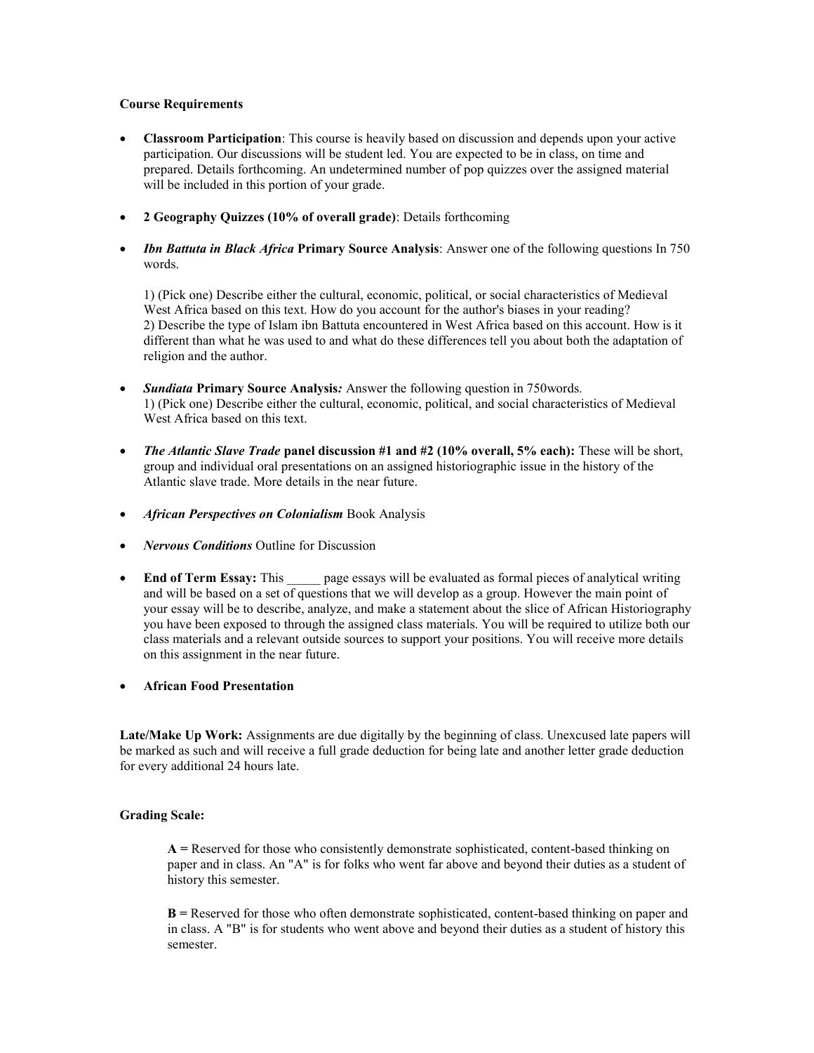**Course Requirements**

- **Classroom Participation**: This course is heavily based on discussion and depends upon your active participation. Our discussions will be student led. You are expected to be in class, on time and prepared. Details forthcoming. An undetermined number of pop quizzes over the assigned material will be included in this portion of your grade.

- **2 Geography Quizzes (10% of overall grade)**: Details forthcoming

- ***Ibn Battuta in Black Africa* Primary Source Analysis**: Answer one of the following questions In 750 words.

  1) (Pick one) Describe either the cultural, economic, political, or social characteristics of Medieval West Africa based on this text. How do you account for the author's biases in your reading?
  2) Describe the type of Islam ibn Battuta encountered in West Africa based on this account. How is it different than what he was used to and what do these differences tell you about both the adaptation of religion and the author.

- ***Sundiata* Primary Source Analysis*:*** Answer the following question in 750words.
  1) (Pick one) Describe either the cultural, economic, political, and social characteristics of Medieval West Africa based on this text.

- ***The Atlantic Slave Trade* panel discussion #1 and #2 (10% overall, 5% each):** These will be short, group and individual oral presentations on an assigned historiographic issue in the history of the Atlantic slave trade. More details in the near future.

- ***African Perspectives on Colonialism*** Book Analysis

- ***Nervous Conditions*** Outline for Discussion

- **End of Term Essay:** This _____ page essays will be evaluated as formal pieces of analytical writing and will be based on a set of questions that we will develop as a group. However the main point of your essay will be to describe, analyze, and make a statement about the slice of African Historiography you have been exposed to through the assigned class materials. You will be required to utilize both our class materials and a relevant outside sources to support your positions. You will receive more details on this assignment in the near future.

- **African Food Presentation**

**Late/Make Up Work:** Assignments are due digitally by the beginning of class. Unexcused late papers will be marked as such and will receive a full grade deduction for being late and another letter grade deduction for every additional 24 hours late.

**Grading Scale:**

> **A =** Reserved for those who consistently demonstrate sophisticated, content-based thinking on paper and in class. An "A" is for folks who went far above and beyond their duties as a student of history this semester.
>
> **B =** Reserved for those who often demonstrate sophisticated, content-based thinking on paper and in class. A "B" is for students who went above and beyond their duties as a student of history this semester.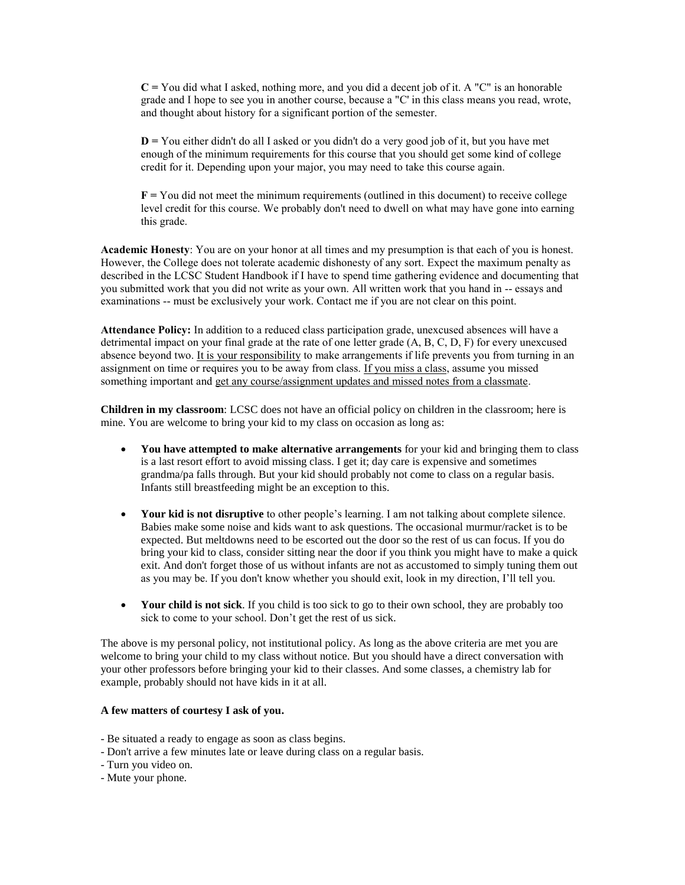**C =** You did what I asked, nothing more, and you did a decent job of it. A "C" is an honorable grade and I hope to see you in another course, because a "C' in this class means you read, wrote, and thought about history for a significant portion of the semester.

**D =** You either didn't do all I asked or you didn't do a very good job of it, but you have met enough of the minimum requirements for this course that you should get some kind of college credit for it. Depending upon your major, you may need to take this course again.

**F =** You did not meet the minimum requirements (outlined in this document) to receive college level credit for this course. We probably don't need to dwell on what may have gone into earning this grade.

**Academic Honesty**: You are on your honor at all times and my presumption is that each of you is honest. However, the College does not tolerate academic dishonesty of any sort. Expect the maximum penalty as described in the LCSC Student Handbook if I have to spend time gathering evidence and documenting that you submitted work that you did not write as your own. All written work that you hand in -- essays and examinations -- must be exclusively your work. Contact me if you are not clear on this point.

**Attendance Policy:** In addition to a reduced class participation grade, unexcused absences will have a detrimental impact on your final grade at the rate of one letter grade (A, B, C, D, F) for every unexcused absence beyond two. <u>It is your responsibility</u> to make arrangements if life prevents you from turning in an assignment on time or requires you to be away from class. <u>If you miss a class</u>, assume you missed something important and <u>get any course/assignment updates and missed notes from a classmate</u>.

**Children in my classroom**: LCSC does not have an official policy on children in the classroom; here is mine. You are welcome to bring your kid to my class on occasion as long as:

- **You have attempted to make alternative arrangements** for your kid and bringing them to class is a last resort effort to avoid missing class. I get it; day care is expensive and sometimes grandma/pa falls through. But your kid should probably not come to class on a regular basis. Infants still breastfeeding might be an exception to this.
- **Your kid is not disruptive** to other people's learning. I am not talking about complete silence. Babies make some noise and kids want to ask questions. The occasional murmur/racket is to be expected. But meltdowns need to be escorted out the door so the rest of us can focus. If you do bring your kid to class, consider sitting near the door if you think you might have to make a quick exit. And don't forget those of us without infants are not as accustomed to simply tuning them out as you may be. If you don't know whether you should exit, look in my direction, I'll tell you.
- **Your child is not sick**. If you child is too sick to go to their own school, they are probably too sick to come to your school. Don't get the rest of us sick.

The above is my personal policy, not institutional policy. As long as the above criteria are met you are welcome to bring your child to my class without notice. But you should have a direct conversation with your other professors before bringing your kid to their classes. And some classes, a chemistry lab for example, probably should not have kids in it at all.

**A few matters of courtesy I ask of you.**

- Be situated a ready to engage as soon as class begins.
- Don't arrive a few minutes late or leave during class on a regular basis.
- Turn you video on.
- Mute your phone.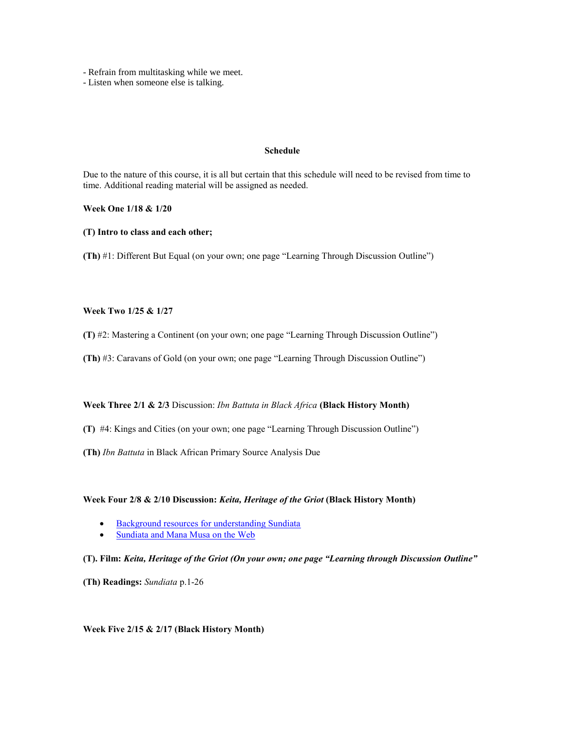- Refrain from multitasking while we meet.
- Listen when someone else is talking.

## Schedule

Due to the nature of this course, it is all but certain that this schedule will need to be revised from time to time. Additional reading material will be assigned as needed.

**Week One 1/18 & 1/20**

**(T) Intro to class and each other;**

**(Th)** #1: Different But Equal (on your own; one page "Learning Through Discussion Outline")

**Week Two 1/25 & 1/27**

**(T)** #2: Mastering a Continent (on your own; one page "Learning Through Discussion Outline")

**(Th)** #3: Caravans of Gold (on your own; one page "Learning Through Discussion Outline")

**Week Three 2/1 & 2/3** Discussion: *Ibn Battuta in Black Africa* **(Black History Month)**

**(T)** #4: Kings and Cities (on your own; one page "Learning Through Discussion Outline")

**(Th)** *Ibn Battuta* in Black African Primary Source Analysis Due

**Week Four 2/8 & 2/10 Discussion: *Keita, Heritage of the Griot* (Black History Month)**

- Background resources for understanding Sundiata
- Sundiata and Mana Musa on the Web

**(T). Film: *Keita, Heritage of the Griot (On your own; one page "Learning through Discussion Outline"***

**(Th) Readings:** *Sundiata* p.1-26

**Week Five 2/15 & 2/17 (Black History Month)**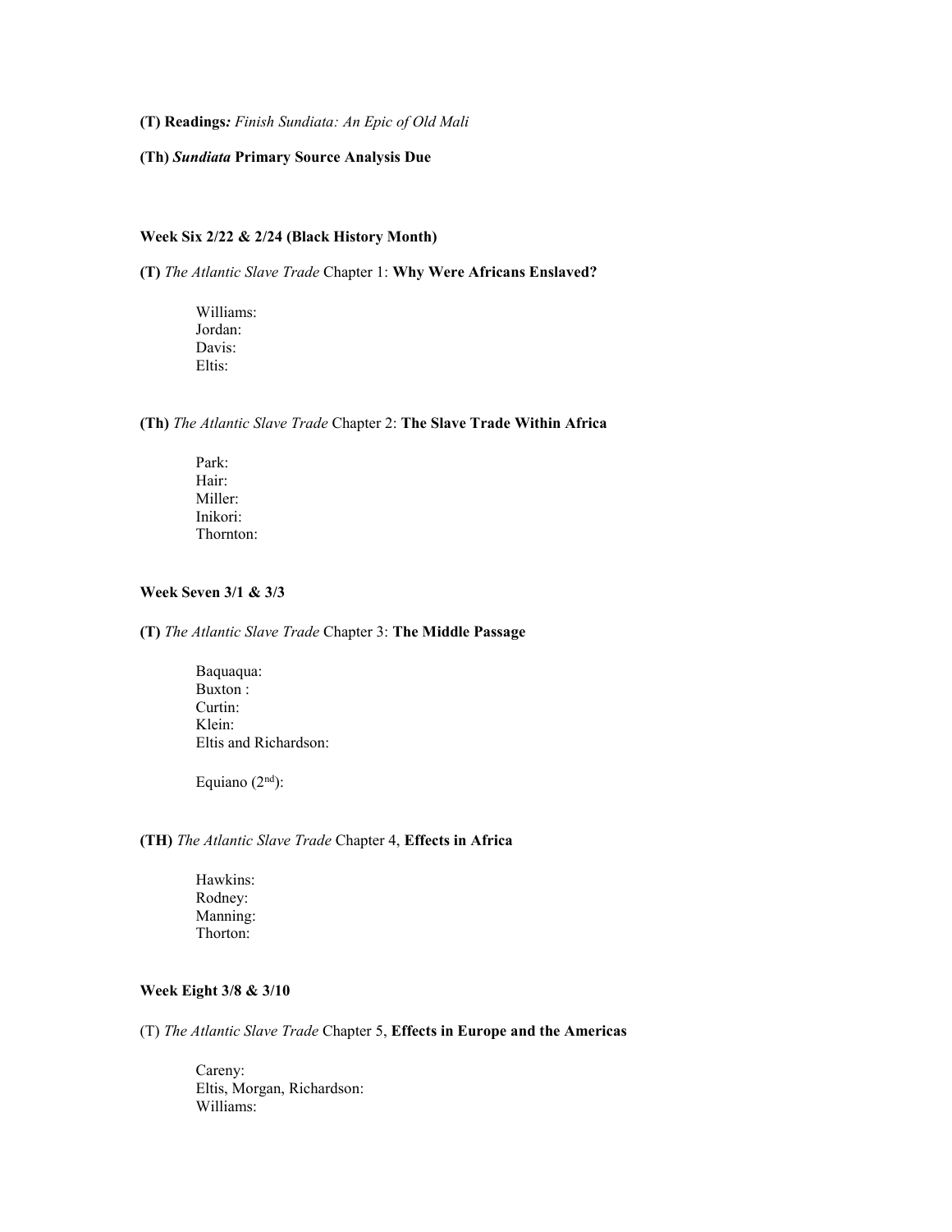**(T) Readings***: Finish Sundiata: An Epic of Old Mali*

**(Th)** ***Sundiata*** **Primary Source Analysis Due**

**Week Six 2/22 & 2/24 (Black History Month)**

**(T)** *The Atlantic Slave Trade* Chapter 1: **Why Were Africans Enslaved?**

Williams:
Jordan:
Davis:
Eltis:

**(Th)** *The Atlantic Slave Trade* Chapter 2: **The Slave Trade Within Africa**

Park:
Hair:
Miller:
Inikori:
Thornton:

**Week Seven 3/1 & 3/3**

**(T)** *The Atlantic Slave Trade* Chapter 3: **The Middle Passage**

Baquaqua:
Buxton :
Curtin:
Klein:
Eltis and Richardson:

Equiano (2nd):

**(TH)** *The Atlantic Slave Trade* Chapter 4, **Effects in Africa**

Hawkins:
Rodney:
Manning:
Thorton:

**Week Eight 3/8 & 3/10**

(T) *The Atlantic Slave Trade* Chapter 5, **Effects in Europe and the Americas**

Careny:
Eltis, Morgan, Richardson:
Williams: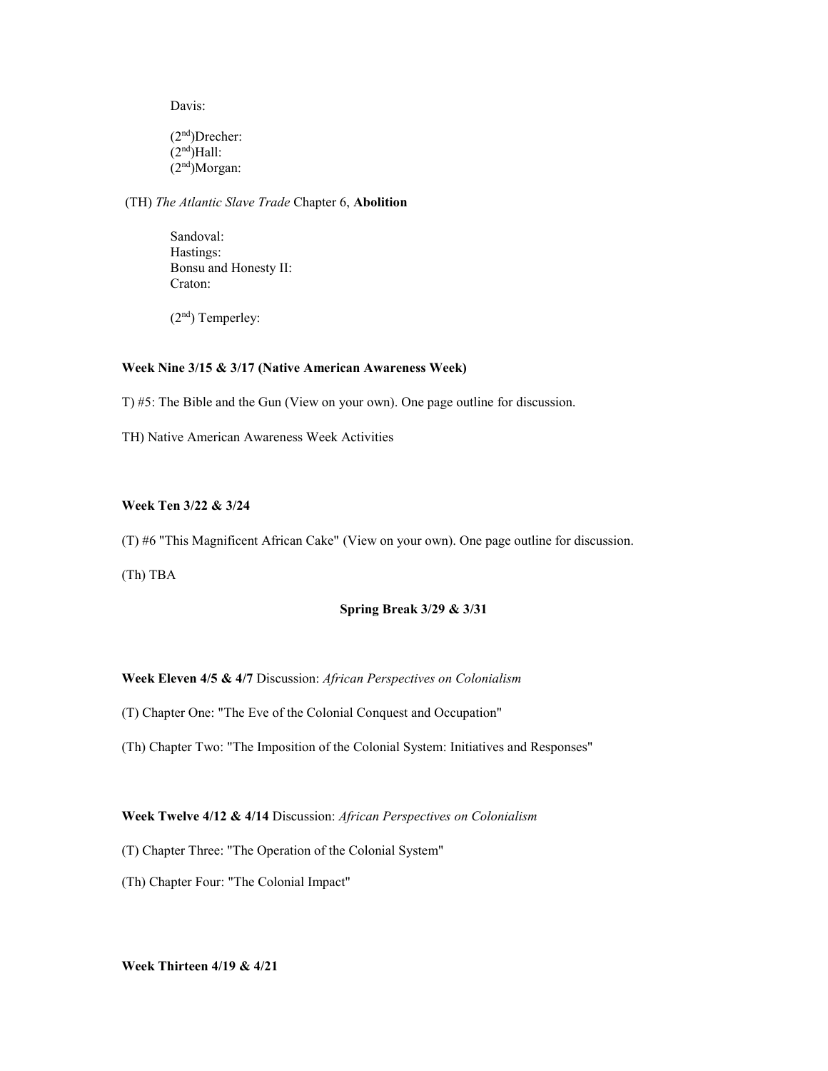Davis:

(2nd)Drecher:
(2nd)Hall:
(2nd)Morgan:

(TH) *The Atlantic Slave Trade* Chapter 6, **Abolition**

Sandoval:
Hastings:
Bonsu and Honesty II:
Craton:

(2nd) Temperley:

**Week Nine 3/15 & 3/17 (Native American Awareness Week)**

T) #5: The Bible and the Gun (View on your own). One page outline for discussion.

TH) Native American Awareness Week Activities

**Week Ten 3/22 & 3/24**

(T) #6 "This Magnificent African Cake" (View on your own). One page outline for discussion.

(Th) TBA

**Spring Break 3/29 & 3/31**

**Week Eleven 4/5 & 4/7** Discussion: *African Perspectives on Colonialism*

(T) Chapter One: "The Eve of the Colonial Conquest and Occupation"

(Th) Chapter Two: "The Imposition of the Colonial System: Initiatives and Responses"

**Week Twelve 4/12 & 4/14** Discussion: *African Perspectives on Colonialism*

(T) Chapter Three: "The Operation of the Colonial System"

(Th) Chapter Four: "The Colonial Impact"

**Week Thirteen 4/19 & 4/21**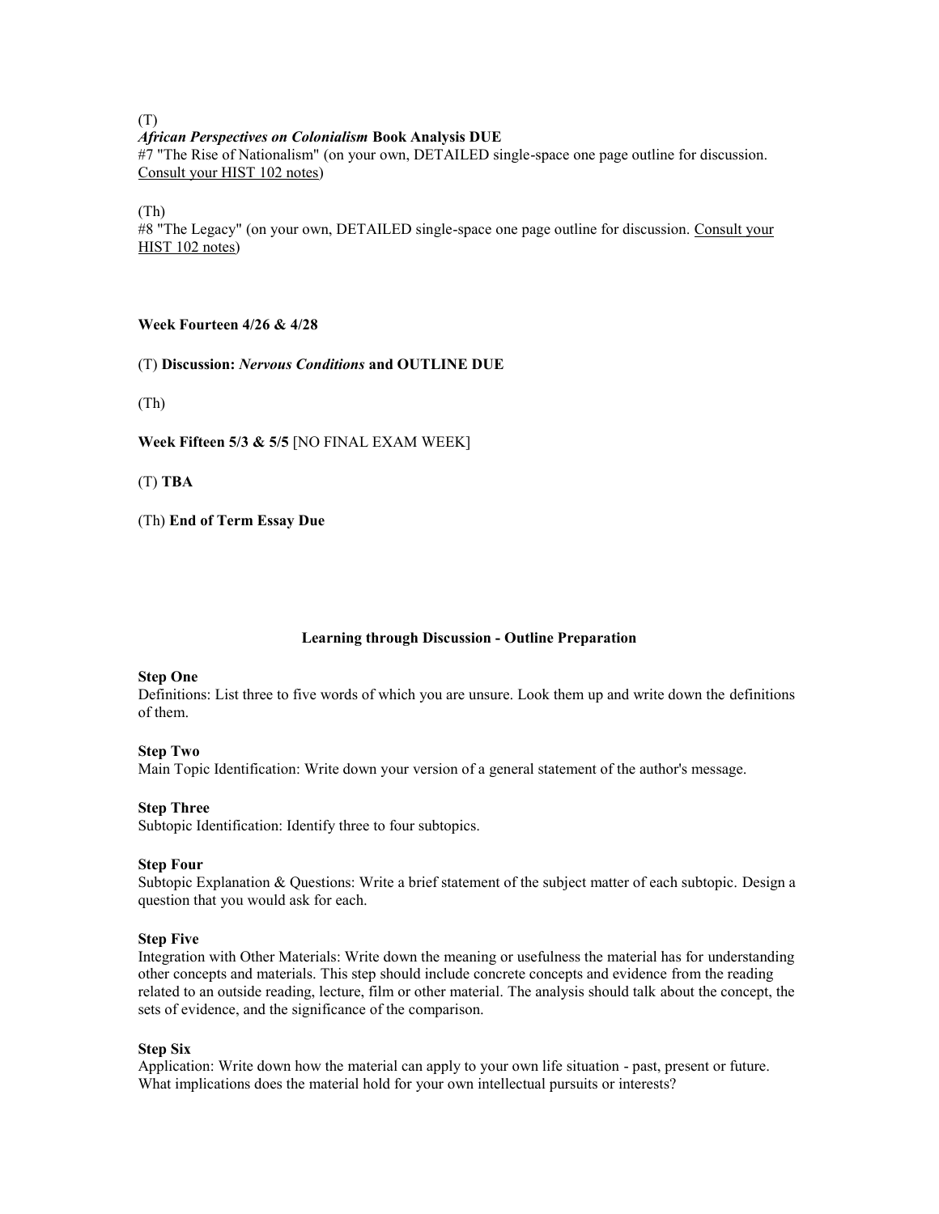(T)

***African Perspectives on Colonialism* Book Analysis DUE**

#7 "The Rise of Nationalism" (on your own, DETAILED single-space one page outline for discussion. Consult your HIST 102 notes)

(Th)

#8 "The Legacy" (on your own, DETAILED single-space one page outline for discussion. Consult your HIST 102 notes)

**Week Fourteen 4/26 & 4/28**

(T) **Discussion: *Nervous Conditions* and OUTLINE DUE**

(Th)

**Week Fifteen 5/3 & 5/5** [NO FINAL EXAM WEEK]

(T) **TBA**

(Th) **End of Term Essay Due**

## Learning through Discussion - Outline Preparation

**Step One**
Definitions: List three to five words of which you are unsure. Look them up and write down the definitions of them.

**Step Two**
Main Topic Identification: Write down your version of a general statement of the author's message.

**Step Three**
Subtopic Identification: Identify three to four subtopics.

**Step Four**
Subtopic Explanation & Questions: Write a brief statement of the subject matter of each subtopic. Design a question that you would ask for each.

**Step Five**
Integration with Other Materials: Write down the meaning or usefulness the material has for understanding other concepts and materials. This step should include concrete concepts and evidence from the reading related to an outside reading, lecture, film or other material. The analysis should talk about the concept, the sets of evidence, and the significance of the comparison.

**Step Six**
Application: Write down how the material can apply to your own life situation - past, present or future. What implications does the material hold for your own intellectual pursuits or interests?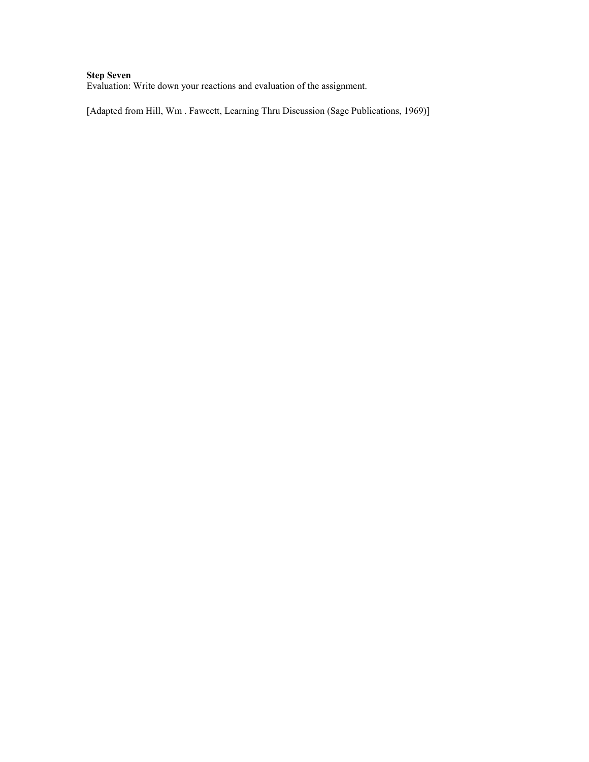**Step Seven**
Evaluation: Write down your reactions and evaluation of the assignment.

[Adapted from Hill, Wm . Fawcett, Learning Thru Discussion (Sage Publications, 1969)]